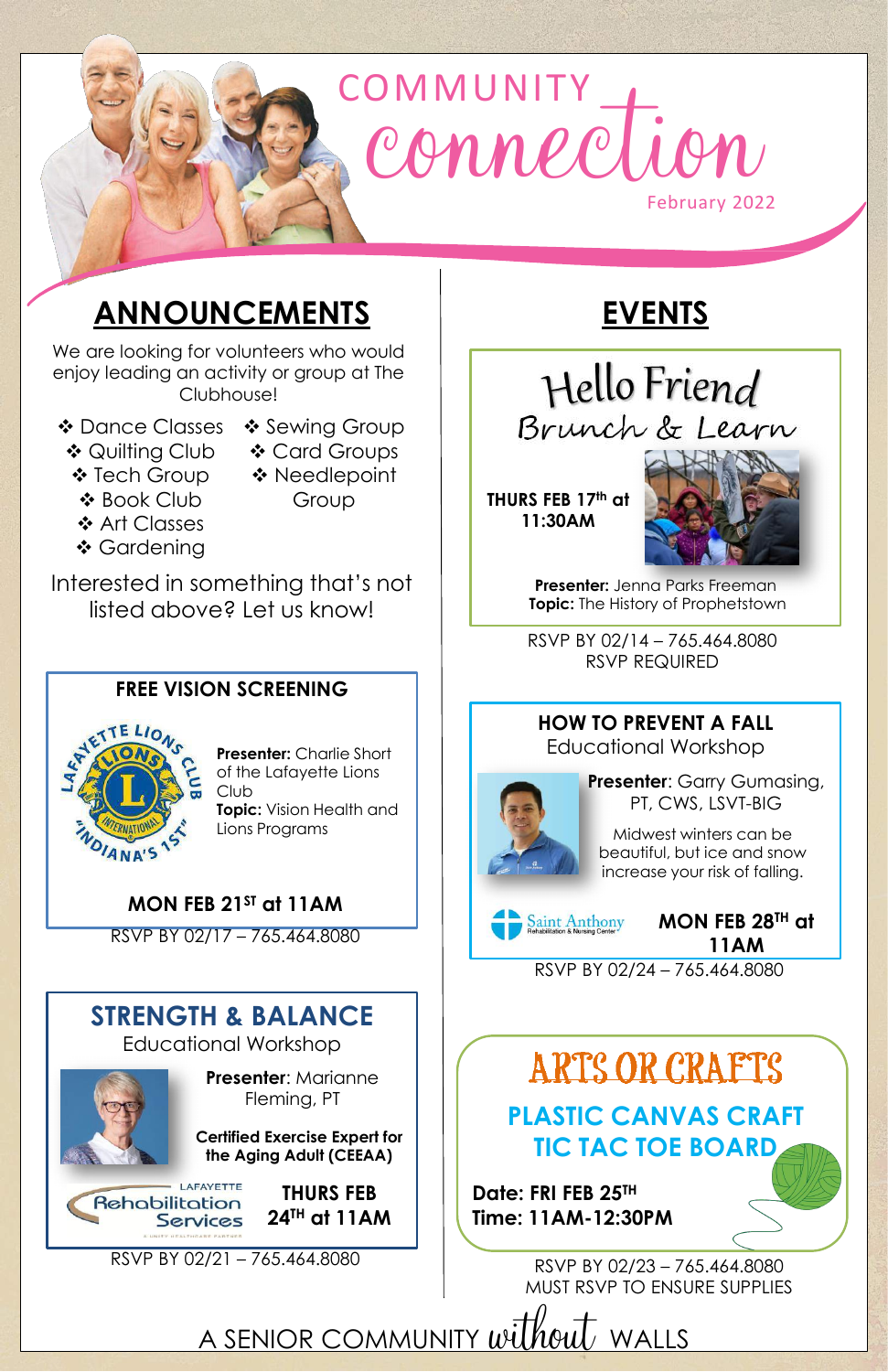# COMMUNITY connection

February 2022

## ANNOUNCEMENTS

We are looking for volunteers who would enjoy leading an activity or group at The Clubhouse!

- Dance Classes
- Quilting Club
- Tech Group
- Book Club
- Art Classes
- Gardening
- Sewing Group
- Card Groups
- Needlepoint Group

Interested in something that's not listed above? Let us know!

### FREE VISION SCREENING

**Presenter:** Charlie Short of the Lafayette Lions Club

**Topic:** Vision Health and Lions Programs

**MON FEB 21ST at 11AM**

RSVP BY 02/17 – 765.464.8080

### STRENGTH & BALANCE

Educational Workshop

**Presenter**: Marianne Fleming, PT

**Certified Exercise Expert for the Aging Adult (CEEAA)**

Lafayette Rehabilitation Services

**THURS FEB 24TH at 11AM**

RSVP BY 02/21 – 765.464.8080

## EVENTS

### Hello Friend Brunch & Learn

**THURS FEB 17th at 11:30AM**

**Presenter:** Jenna Parks Freeman

**Topic:** The History of Prophetstown

RSVP BY 02/14 – 765.464.8080

RSVP REQUIRED

### HOW TO PREVENT A FALL

Educational Workshop

**Presenter**: Garry Gumasing, PT, CWS, LSVT-BIG

Midwest winters can be beautiful, but ice and snow increase your risk of falling.

Saint Anthony Rehabilitation & Nursing Center

**MON FEB 28TH at 11AM**

RSVP BY 02/24 – 765.464.8080

### ARTS OR CRAFTS

**PLASTIC CANVAS CRAFT TIC TAC TOE BOARD**

**Date: FRI FEB 25TH**

**Time: 11AM-12:30PM**

RSVP BY 02/23 – 765.464.8080

MUST RSVP TO ENSURE SUPPLIES

A SENIOR COMMUNITY without WALLS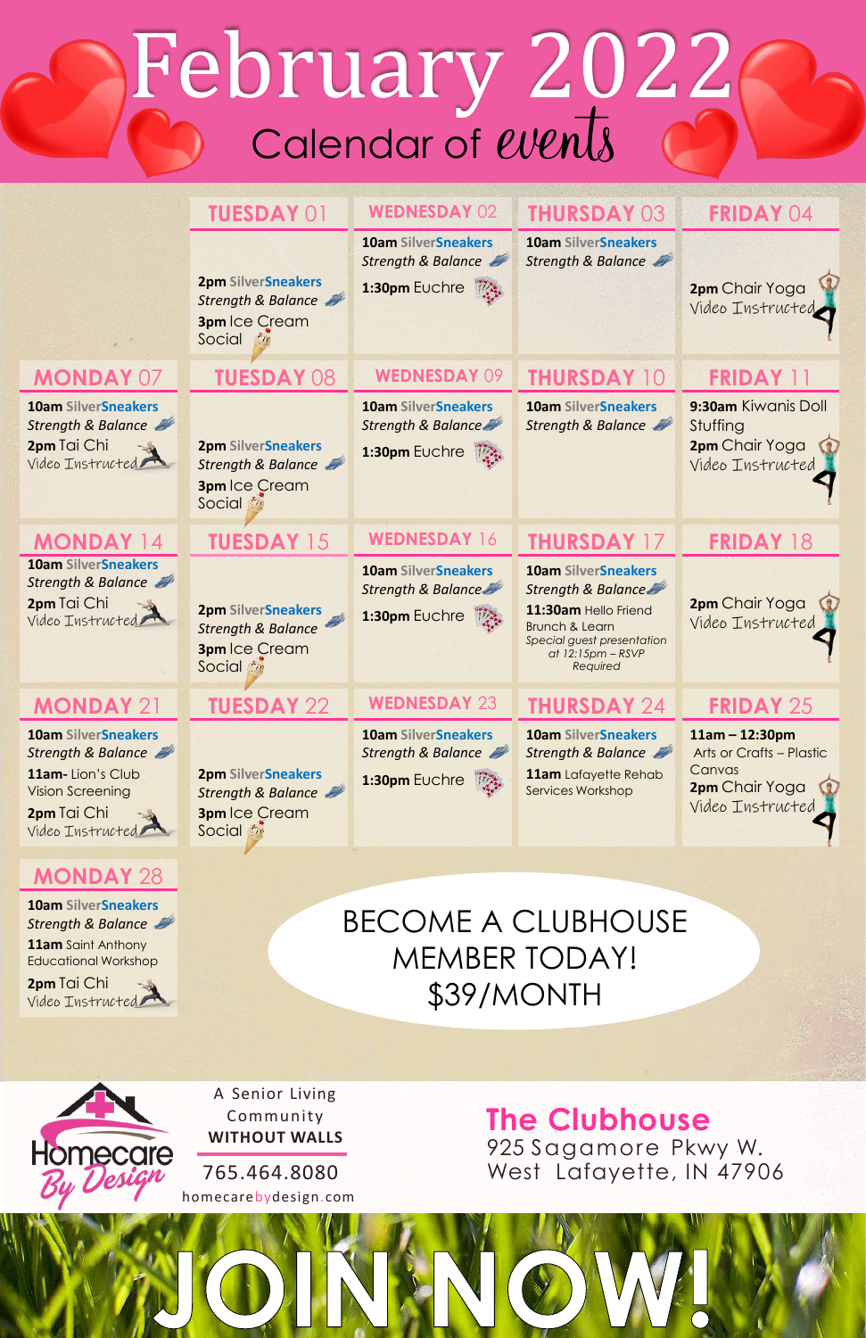# February 2022

## Calendar of events

| MONDAY | TUESDAY | WEDNESDAY | THURSDAY | FRIDAY |
| --- | --- | --- | --- | --- |
| | **TUESDAY 01**<br>**2pm** SilverSneakers *Strength & Balance*<br>**3pm** Ice Cream Social | **WEDNESDAY 02**<br>**10am** SilverSneakers *Strength & Balance*<br>**1:30pm** Euchre | **THURSDAY 03**<br>**10am** SilverSneakers *Strength & Balance* | **FRIDAY 04**<br>**2pm** Chair Yoga Video Instructed |
| **MONDAY 07**<br>**10am** SilverSneakers *Strength & Balance*<br>**2pm** Tai Chi Video Instructed | **TUESDAY 08**<br>**2pm** SilverSneakers *Strength & Balance*<br>**3pm** Ice Cream Social | **WEDNESDAY 09**<br>**10am** SilverSneakers *Strength & Balance*<br>**1:30pm** Euchre | **THURSDAY 10**<br>**10am** SilverSneakers *Strength & Balance* | **FRIDAY 11**<br>**9:30am** Kiwanis Doll Stuffing<br>**2pm** Chair Yoga Video Instructed |
| **MONDAY 14**<br>**10am** SilverSneakers *Strength & Balance*<br>**2pm** Tai Chi Video Instructed | **TUESDAY 15**<br>**2pm** SilverSneakers *Strength & Balance*<br>**3pm** Ice Cream Social | **WEDNESDAY 16**<br>**10am** SilverSneakers *Strength & Balance*<br>**1:30pm** Euchre | **THURSDAY 17**<br>**10am** SilverSneakers *Strength & Balance*<br>**11:30am** Hello Friend Brunch & Learn<br>*Special guest presentation at 12:15pm – RSVP Required* | **FRIDAY 18**<br>**2pm** Chair Yoga Video Instructed |
| **MONDAY 21**<br>**10am** SilverSneakers *Strength & Balance*<br>**11am-** Lion's Club Vision Screening<br>**2pm** Tai Chi Video Instructed | **TUESDAY 22**<br>**2pm** SilverSneakers *Strength & Balance*<br>**3pm** Ice Cream Social | **WEDNESDAY 23**<br>**10am** SilverSneakers *Strength & Balance*<br>**1:30pm** Euchre | **THURSDAY 24**<br>**10am** SilverSneakers *Strength & Balance*<br>**11am** Lafayette Rehab Services Workshop | **FRIDAY 25**<br>**11am – 12:30pm** Arts or Crafts – Plastic Canvas<br>**2pm** Chair Yoga Video Instructed |
| **MONDAY 28**<br>**10am** SilverSneakers *Strength & Balance*<br>**11am** Saint Anthony Educational Workshop<br>**2pm** Tai Chi Video Instructed | | | | |

BECOME A CLUBHOUSE MEMBER TODAY! $39/MONTH

Homecare By Design

A Senior Living Community **WITHOUT WALLS**

765.464.8080

homecarebydesign.com

**The Clubhouse**
925 Sagamore Pkwy W.
West Lafayette, IN 47906

# JOIN NOW!